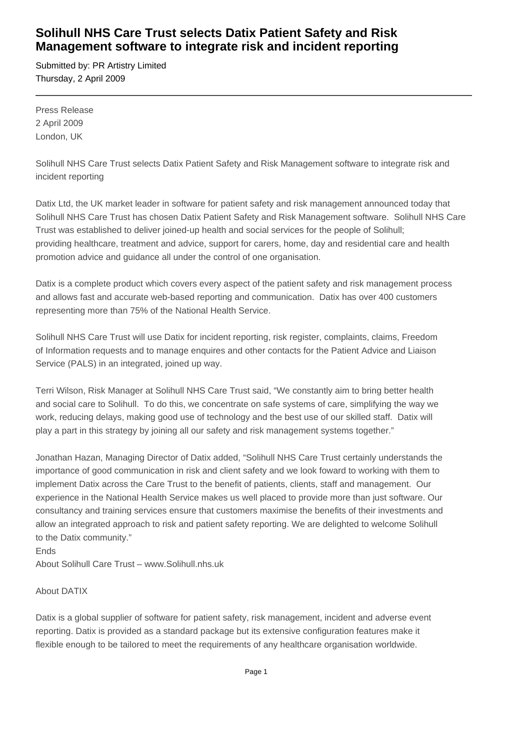# Solihull NHS Care Trust selects Datix Patient Safety and Risk Management software to integrate risk and incident reporting

Submitted by: PR Artistry Limited
Thursday, 2 April 2009

---

Press Release
2 April 2009
London, UK

Solihull NHS Care Trust selects Datix Patient Safety and Risk Management software to integrate risk and incident reporting

Datix Ltd, the UK market leader in software for patient safety and risk management announced today that Solihull NHS Care Trust has chosen Datix Patient Safety and Risk Management software. Solihull NHS Care Trust was established to deliver joined-up health and social services for the people of Solihull; providing healthcare, treatment and advice, support for carers, home, day and residential care and health promotion advice and guidance all under the control of one organisation.

Datix is a complete product which covers every aspect of the patient safety and risk management process and allows fast and accurate web-based reporting and communication. Datix has over 400 customers representing more than 75% of the National Health Service.

Solihull NHS Care Trust will use Datix for incident reporting, risk register, complaints, claims, Freedom of Information requests and to manage enquires and other contacts for the Patient Advice and Liaison Service (PALS) in an integrated, joined up way.

Terri Wilson, Risk Manager at Solihull NHS Care Trust said, "We constantly aim to bring better health and social care to Solihull. To do this, we concentrate on safe systems of care, simplifying the way we work, reducing delays, making good use of technology and the best use of our skilled staff. Datix will play a part in this strategy by joining all our safety and risk management systems together."

Jonathan Hazan, Managing Director of Datix added, "Solihull NHS Care Trust certainly understands the importance of good communication in risk and client safety and we look foward to working with them to implement Datix across the Care Trust to the benefit of patients, clients, staff and management. Our experience in the National Health Service makes us well placed to provide more than just software. Our consultancy and training services ensure that customers maximise the benefits of their investments and allow an integrated approach to risk and patient safety reporting. We are delighted to welcome Solihull to the Datix community."

Ends

About Solihull Care Trust – www.Solihull.nhs.uk

About DATIX

Datix is a global supplier of software for patient safety, risk management, incident and adverse event reporting. Datix is provided as a standard package but its extensive configuration features make it flexible enough to be tailored to meet the requirements of any healthcare organisation worldwide.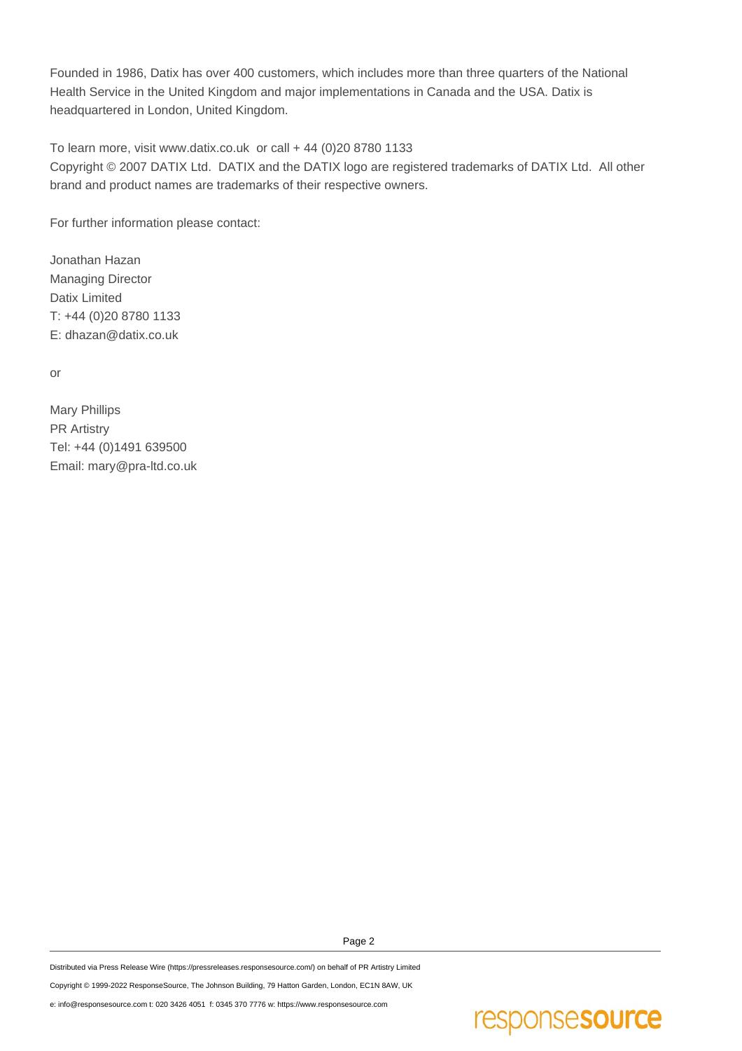Founded in 1986, Datix has over 400 customers, which includes more than three quarters of the National Health Service in the United Kingdom and major implementations in Canada and the USA. Datix is headquartered in London, United Kingdom.

To learn more, visit www.datix.co.uk or call + 44 (0)20 8780 1133
Copyright © 2007 DATIX Ltd. DATIX and the DATIX logo are registered trademarks of DATIX Ltd. All other brand and product names are trademarks of their respective owners.

For further information please contact:

Jonathan Hazan
Managing Director
Datix Limited
T: +44 (0)20 8780 1133
E: dhazan@datix.co.uk

or

Mary Phillips
PR Artistry
Tel: +44 (0)1491 639500
Email: mary@pra-ltd.co.uk

Distributed via Press Release Wire (https://pressreleases.responsesource.com/) on behalf of PR Artistry Limited

Copyright © 1999-2022 ResponseSource, The Johnson Building, 79 Hatton Garden, London, EC1N 8AW, UK

e: info@responsesource.com t: 020 3426 4051 f: 0345 370 7776 w: https://www.responsesource.com